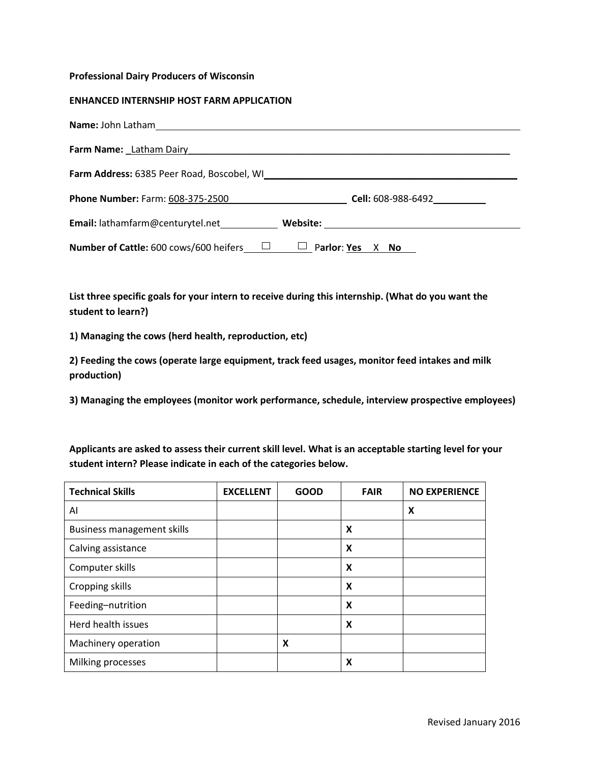**Professional Dairy Producers of Wisconsin**

**ENHANCED INTERNSHIP HOST FARM APPLICATION**

**Name:** John Latham

**Farm Name:** Latham Dairy

**Farm Address:** 6385 Peer Road, Boscobel, WI

**Phone Number:** Farm: 608-375-2500 **Cell:** 608-988-6492

**Email:** lathamfarm@centurytel.net **Website:**

**Number of Cattle:** 600 cows/600 heifers ☐ ☐ **Parlor**: **Yes** X **No**

**List three specific goals for your intern to receive during this internship. (What do you want the student to learn?)**

**1) Managing the cows (herd health, reproduction, etc)**

**2) Feeding the cows (operate large equipment, track feed usages, monitor feed intakes and milk production)**

**3) Managing the employees (monitor work performance, schedule, interview prospective employees)**

**Applicants are asked to assess their current skill level. What is an acceptable starting level for your student intern? Please indicate in each of the categories below.**

| Technical Skills | EXCELLENT | GOOD | FAIR | NO EXPERIENCE |
|---|---|---|---|---|
| AI | | | | X |
| Business management skills | | | X | |
| Calving assistance | | | X | |
| Computer skills | | | X | |
| Cropping skills | | | X | |
| Feeding–nutrition | | | X | |
| Herd health issues | | | X | |
| Machinery operation | | X | | |
| Milking processes | | | X | |

Revised January 2016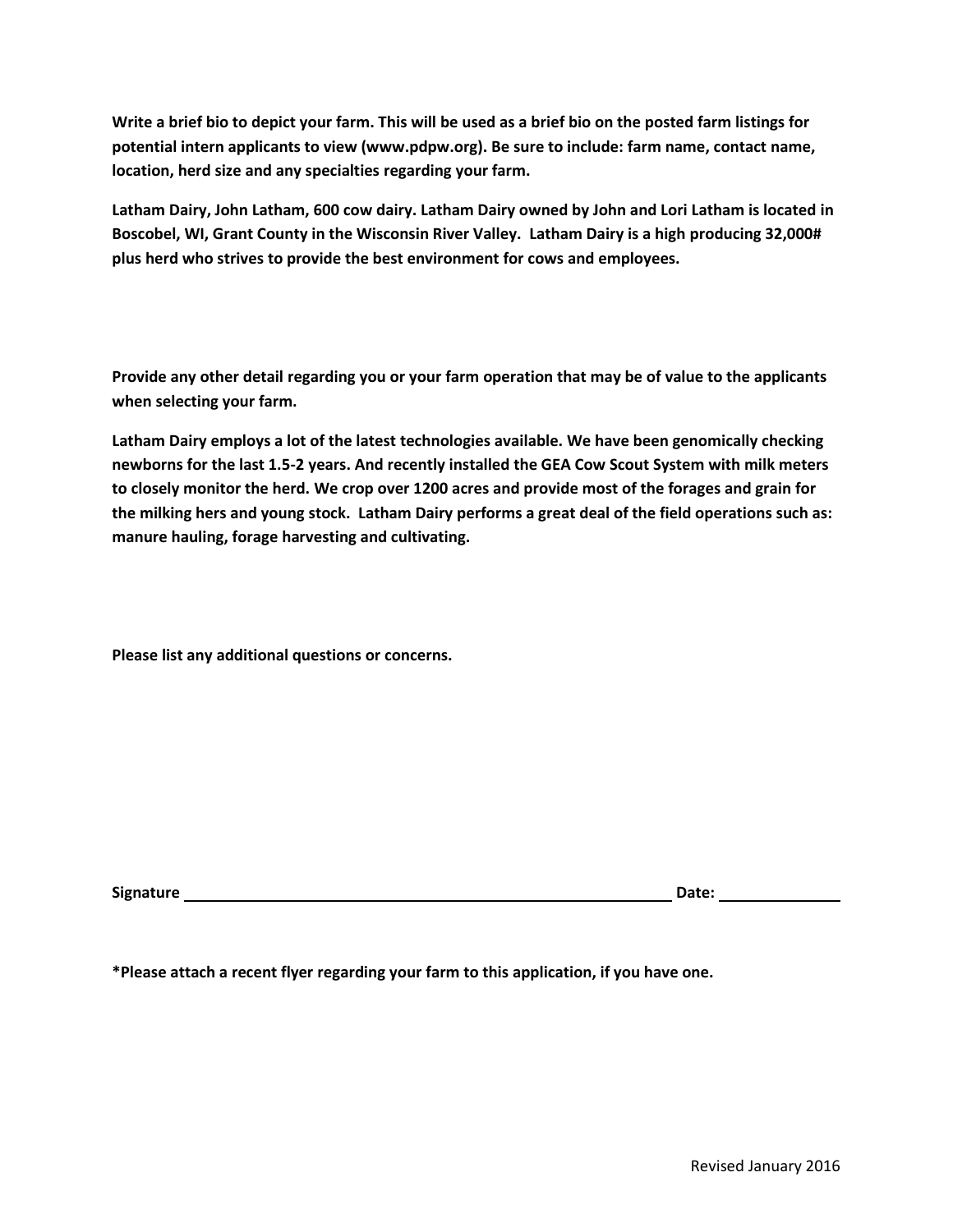**Write a brief bio to depict your farm. This will be used as a brief bio on the posted farm listings for potential intern applicants to view (www.pdpw.org). Be sure to include: farm name, contact name, location, herd size and any specialties regarding your farm.**

**Latham Dairy, John Latham, 600 cow dairy. Latham Dairy owned by John and Lori Latham is located in Boscobel, WI, Grant County in the Wisconsin River Valley. Latham Dairy is a high producing 32,000# plus herd who strives to provide the best environment for cows and employees.**

**Provide any other detail regarding you or your farm operation that may be of value to the applicants when selecting your farm.**

**Latham Dairy employs a lot of the latest technologies available. We have been genomically checking newborns for the last 1.5-2 years. And recently installed the GEA Cow Scout System with milk meters to closely monitor the herd. We crop over 1200 acres and provide most of the forages and grain for the milking hers and young stock. Latham Dairy performs a great deal of the field operations such as: manure hauling, forage harvesting and cultivating.**

**Please list any additional questions or concerns.**

**Signature** ______________________________ **Date:** ____________

**\*Please attach a recent flyer regarding your farm to this application, if you have one.**

Revised January 2016